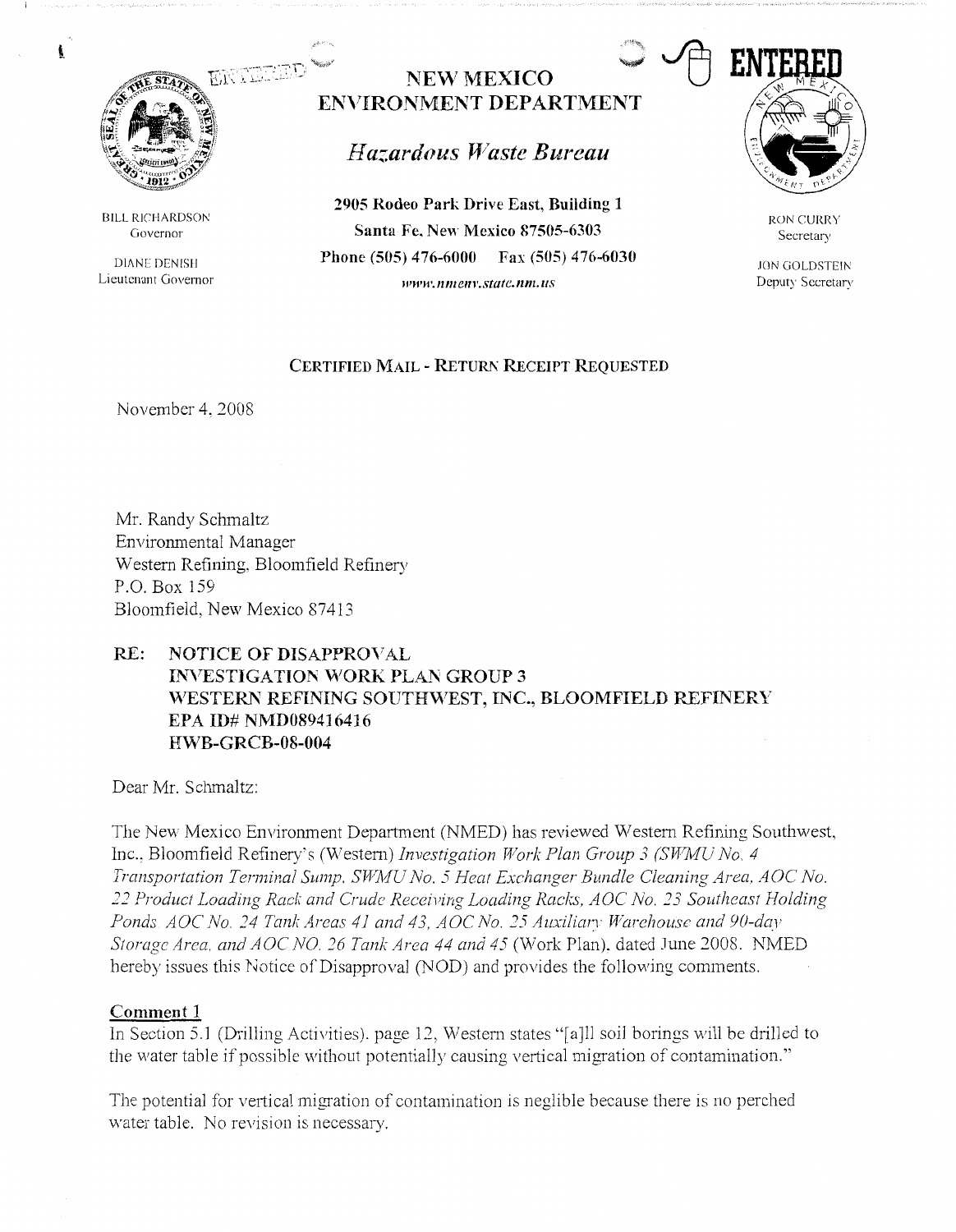# NEW MEXICO ENVIRONMENT DEPARTMENT

## *Hazardous Waste Bureau*

**2905 Rodeo Park Drive East, Building 1**
**Santa Fe, New Mexico 87505-6303**
**Phone (505) 476-6000 Fax (505) 476-6030**
*www.nmenv.state.nm.us*

BILL RICHARDSON
Governor

DIANE DENISH
Lieutenant Governor

RON CURRY
Secretary

JON GOLDSTEIN
Deputy Secretary

ENTERED

CERTIFIED MAIL - RETURN RECEIPT REQUESTED

November 4, 2008

Mr. Randy Schmaltz
Environmental Manager
Western Refining, Bloomfield Refinery
P.O. Box 159
Bloomfield, New Mexico 87413

**RE: NOTICE OF DISAPPROVAL**
**INVESTIGATION WORK PLAN GROUP 3**
**WESTERN REFINING SOUTHWEST, INC., BLOOMFIELD REFINERY**
**EPA ID# NMD089416416**
**HWB-GRCB-08-004**

Dear Mr. Schmaltz:

The New Mexico Environment Department (NMED) has reviewed Western Refining Southwest, Inc., Bloomfield Refinery's (Western) *Investigation Work Plan Group 3 (SWMU No. 4 Transportation Terminal Sump, SWMU No. 5 Heat Exchanger Bundle Cleaning Area, AOC No. 22 Product Loading Rack and Crude Receiving Loading Racks, AOC No. 23 Southeast Holding Ponds AOC No. 24 Tank Areas 41 and 43, AOC No. 25 Auxiliary Warehouse and 90-day Storage Area, and AOC NO. 26 Tank Area 44 and 45* (Work Plan), dated June 2008. NMED hereby issues this Notice of Disapproval (NOD) and provides the following comments.

**Comment 1**

In Section 5.1 (Drilling Activities), page 12, Western states "[a]ll soil borings will be drilled to the water table if possible without potentially causing vertical migration of contamination."

The potential for vertical migration of contamination is neglible because there is no perched water table. No revision is necessary.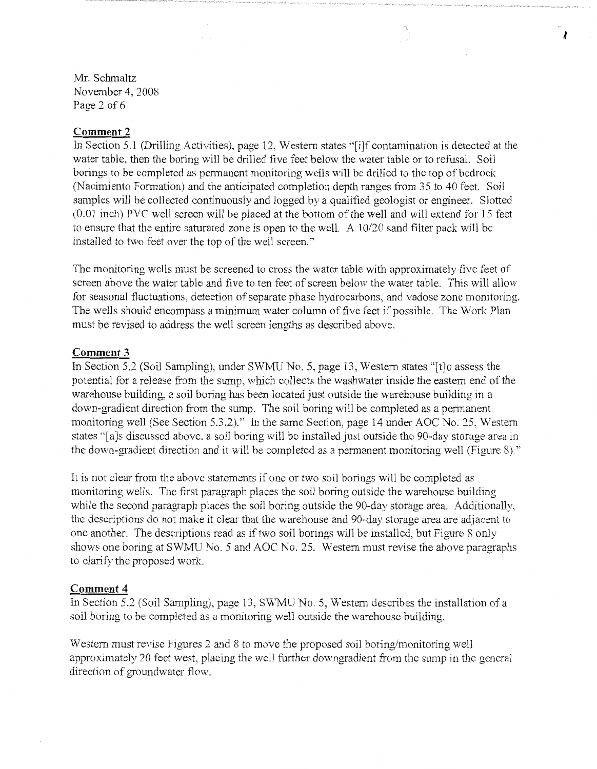**Comment 2**

In Section 5.1 (Drilling Activities), page 12, Western states "[i]f contamination is detected at the water table, then the boring will be drilled five feet below the water table or to refusal. Soil borings to be completed as permanent monitoring wells will be drilled to the top of bedrock (Nacimiento Formation) and the anticipated completion depth ranges from 35 to 40 feet. Soil samples will be collected continuously and logged by a qualified geologist or engineer. Slotted (0.01 inch) PVC well screen will be placed at the bottom of the well and will extend for 15 feet to ensure that the entire saturated zone is open to the well. A 10/20 sand filter pack will be installed to two feet over the top of the well screen."

The monitoring wells must be screened to cross the water table with approximately five feet of screen above the water table and five to ten feet of screen below the water table. This will allow for seasonal fluctuations, detection of separate phase hydrocarbons, and vadose zone monitoring. The wells should encompass a minimum water column of five feet if possible. The Work Plan must be revised to address the well screen lengths as described above.

**Comment 3**

In Section 5.2 (Soil Sampling), under SWMU No. 5, page 13, Western states "[t]o assess the potential for a release from the sump, which collects the washwater inside the eastern end of the warehouse building, a soil boring has been located just outside the warehouse building in a down-gradient direction from the sump. The soil boring will be completed as a permanent monitoring well (See Section 5.3.2)." In the same Section, page 14 under AOC No. 25, Western states "[a]s discussed above, a soil boring will be installed just outside the 90-day storage area in the down-gradient direction and it will be completed as a permanent monitoring well (Figure 8)."

It is not clear from the above statements if one or two soil borings will be completed as monitoring wells. The first paragraph places the soil boring outside the warehouse building while the second paragraph places the soil boring outside the 90-day storage area. Additionally, the descriptions do not make it clear that the warehouse and 90-day storage area are adjacent to one another. The descriptions read as if two soil borings will be installed, but Figure 8 only shows one boring at SWMU No. 5 and AOC No. 25. Western must revise the above paragraphs to clarify the proposed work.

**Comment 4**

In Section 5.2 (Soil Sampling), page 13, SWMU No. 5, Western describes the installation of a soil boring to be completed as a monitoring well outside the warehouse building.

Western must revise Figures 2 and 8 to move the proposed soil boring/monitoring well approximately 20 feet west, placing the well further downgradient from the sump in the general direction of groundwater flow.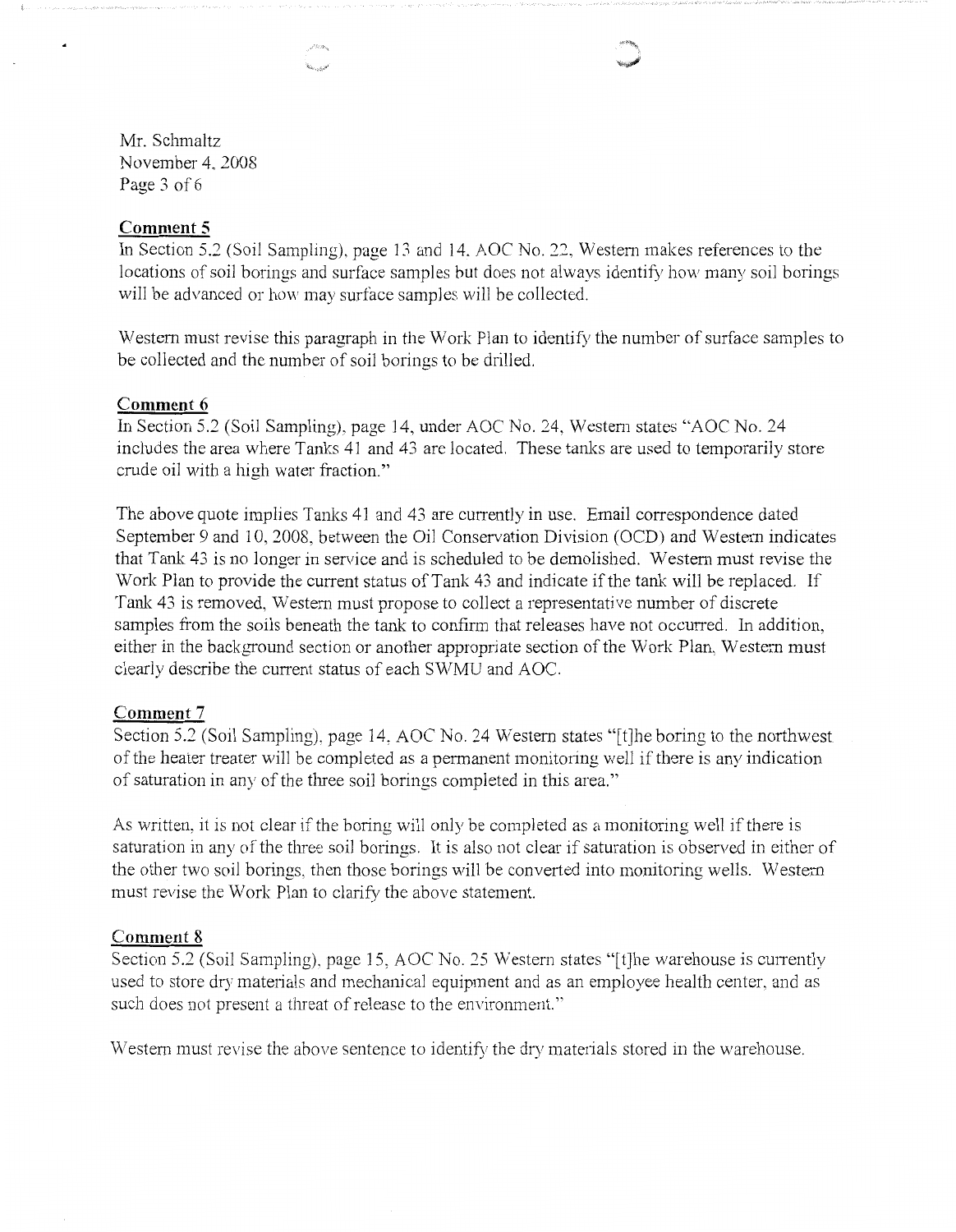## Comment 5

In Section 5.2 (Soil Sampling), page 13 and 14, AOC No. 22, Western makes references to the locations of soil borings and surface samples but does not always identify how many soil borings will be advanced or how may surface samples will be collected.

Western must revise this paragraph in the Work Plan to identify the number of surface samples to be collected and the number of soil borings to be drilled.

## Comment 6

In Section 5.2 (Soil Sampling), page 14, under AOC No. 24, Western states "AOC No. 24 includes the area where Tanks 41 and 43 are located. These tanks are used to temporarily store crude oil with a high water fraction."

The above quote implies Tanks 41 and 43 are currently in use. Email correspondence dated September 9 and 10, 2008, between the Oil Conservation Division (OCD) and Western indicates that Tank 43 is no longer in service and is scheduled to be demolished. Western must revise the Work Plan to provide the current status of Tank 43 and indicate if the tank will be replaced. If Tank 43 is removed, Western must propose to collect a representative number of discrete samples from the soils beneath the tank to confirm that releases have not occurred. In addition, either in the background section or another appropriate section of the Work Plan, Western must clearly describe the current status of each SWMU and AOC.

## Comment 7

Section 5.2 (Soil Sampling), page 14, AOC No. 24 Western states "[t]he boring to the northwest of the heater treater will be completed as a permanent monitoring well if there is any indication of saturation in any of the three soil borings completed in this area."

As written, it is not clear if the boring will only be completed as a monitoring well if there is saturation in any of the three soil borings. It is also not clear if saturation is observed in either of the other two soil borings, then those borings will be converted into monitoring wells. Western must revise the Work Plan to clarify the above statement.

## Comment 8

Section 5.2 (Soil Sampling), page 15, AOC No. 25 Western states "[t]he warehouse is currently used to store dry materials and mechanical equipment and as an employee health center, and as such does not present a threat of release to the environment."

Western must revise the above sentence to identify the dry materials stored in the warehouse.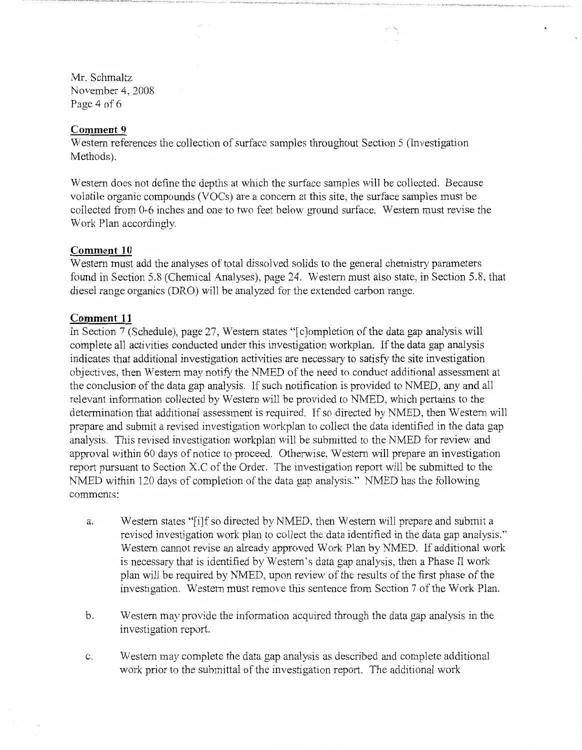## Comment 9

Western references the collection of surface samples throughout Section 5 (Investigation Methods).

Western does not define the depths at which the surface samples will be collected. Because volatile organic compounds (VOCs) are a concern at this site, the surface samples must be collected from 0-6 inches and one to two feet below ground surface. Western must revise the Work Plan accordingly.

## Comment 10

Western must add the analyses of total dissolved solids to the general chemistry parameters found in Section 5.8 (Chemical Analyses), page 24. Western must also state, in Section 5.8, that diesel range organics (DRO) will be analyzed for the extended carbon range.

## Comment 11

In Section 7 (Schedule), page 27, Western states "[c]ompletion of the data gap analysis will complete all activities conducted under this investigation workplan. If the data gap analysis indicates that additional investigation activities are necessary to satisfy the site investigation objectives, then Western may notify the NMED of the need to conduct additional assessment at the conclusion of the data gap analysis. If such notification is provided to NMED, any and all relevant information collected by Western will be provided to NMED, which pertains to the determination that additional assessment is required. If so directed by NMED, then Western will prepare and submit a revised investigation workplan to collect the data identified in the data gap analysis. This revised investigation workplan will be submitted to the NMED for review and approval within 60 days of notice to proceed. Otherwise, Western will prepare an investigation report pursuant to Section X.C of the Order. The investigation report will be submitted to the NMED within 120 days of completion of the data gap analysis." NMED has the following comments:

a. Western states "[i]f so directed by NMED, then Western will prepare and submit a revised investigation work plan to collect the data identified in the data gap analysis." Western cannot revise an already approved Work Plan by NMED. If additional work is necessary that is identified by Western's data gap analysis, then a Phase II work plan will be required by NMED, upon review of the results of the first phase of the investigation. Western must remove this sentence from Section 7 of the Work Plan.

b. Western may provide the information acquired through the data gap analysis in the investigation report.

c. Western may complete the data gap analysis as described and complete additional work prior to the submittal of the investigation report. The additional work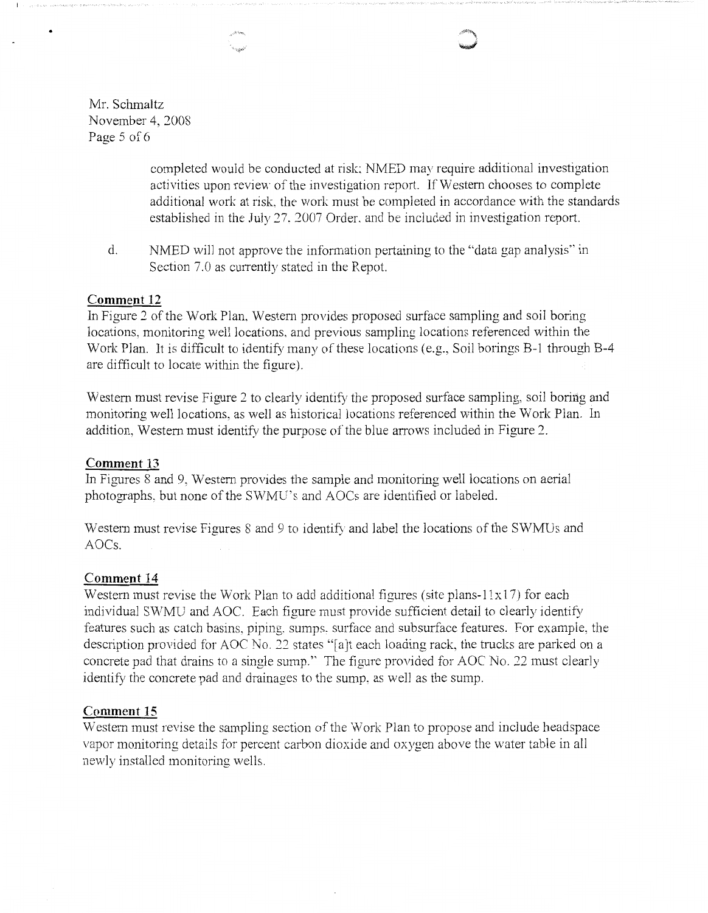completed would be conducted at risk; NMED may require additional investigation activities upon review of the investigation report. If Western chooses to complete additional work at risk, the work must be completed in accordance with the standards established in the July 27, 2007 Order, and be included in investigation report.

d. NMED will not approve the information pertaining to the "data gap analysis" in Section 7.0 as currently stated in the Repot.

**Comment 12**

In Figure 2 of the Work Plan, Western provides proposed surface sampling and soil boring locations, monitoring well locations, and previous sampling locations referenced within the Work Plan. It is difficult to identify many of these locations (e.g., Soil borings B-1 through B-4 are difficult to locate within the figure).

Western must revise Figure 2 to clearly identify the proposed surface sampling, soil boring and monitoring well locations, as well as historical locations referenced within the Work Plan. In addition, Western must identify the purpose of the blue arrows included in Figure 2.

**Comment 13**

In Figures 8 and 9, Western provides the sample and monitoring well locations on aerial photographs, but none of the SWMU's and AOCs are identified or labeled.

Western must revise Figures 8 and 9 to identify and label the locations of the SWMUs and AOCs.

**Comment 14**

Western must revise the Work Plan to add additional figures (site plans-11x17) for each individual SWMU and AOC. Each figure must provide sufficient detail to clearly identify features such as catch basins, piping, sumps, surface and subsurface features. For example, the description provided for AOC No. 22 states "[a]t each loading rack, the trucks are parked on a concrete pad that drains to a single sump." The figure provided for AOC No. 22 must clearly identify the concrete pad and drainages to the sump, as well as the sump.

**Comment 15**

Western must revise the sampling section of the Work Plan to propose and include headspace vapor monitoring details for percent carbon dioxide and oxygen above the water table in all newly installed monitoring wells.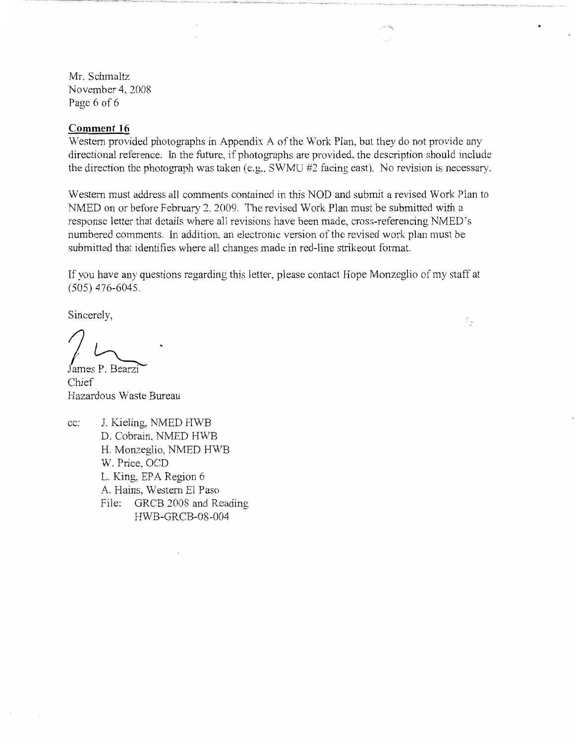Mr. Schmaltz
November 4, 2008

**Comment 16**

Western provided photographs in Appendix A of the Work Plan, but they do not provide any directional reference. In the future, if photographs are provided, the description should include the direction the photograph was taken (e.g., SWMU #2 facing east). No revision is necessary.

Western must address all comments contained in this NOD and submit a revised Work Plan to NMED on or before February 2, 2009. The revised Work Plan must be submitted with a response letter that details where all revisions have been made, cross-referencing NMED's numbered comments. In addition, an electronic version of the revised work plan must be submitted that identifies where all changes made in red-line strikeout format.

If you have any questions regarding this letter, please contact Hope Monzeglio of my staff at (505) 476-6045.

Sincerely,

James P. Bearzi
Chief
Hazardous Waste Bureau

cc: J. Kieling, NMED HWB
D. Cobrain, NMED HWB
H. Monzeglio, NMED HWB
W. Price, OCD
L. King, EPA Region 6
A. Hains, Western El Paso
File: GRCB 2008 and Reading
HWB-GRCB-08-004